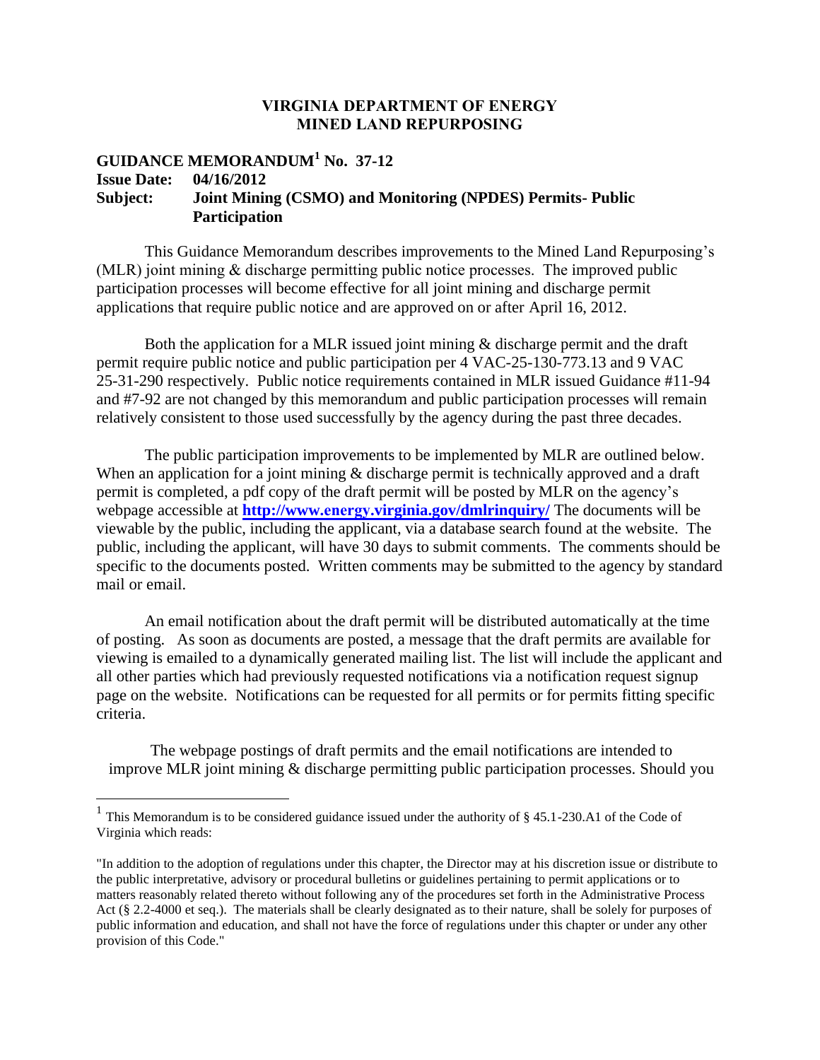**VIRGINIA DEPARTMENT OF ENERGY**
**MINED LAND REPURPOSING**

**GUIDANCE MEMORANDUM[1] No. 37-12**
**Issue Date: 04/16/2012**
**Subject: Joint Mining (CSMO) and Monitoring (NPDES) Permits- Public Participation**

This Guidance Memorandum describes improvements to the Mined Land Repurposing's (MLR) joint mining & discharge permitting public notice processes. The improved public participation processes will become effective for all joint mining and discharge permit applications that require public notice and are approved on or after April 16, 2012.

Both the application for a MLR issued joint mining & discharge permit and the draft permit require public notice and public participation per 4 VAC-25-130-773.13 and 9 VAC 25-31-290 respectively. Public notice requirements contained in MLR issued Guidance #11-94 and #7-92 are not changed by this memorandum and public participation processes will remain relatively consistent to those used successfully by the agency during the past three decades.

The public participation improvements to be implemented by MLR are outlined below. When an application for a joint mining & discharge permit is technically approved and a draft permit is completed, a pdf copy of the draft permit will be posted by MLR on the agency's webpage accessible at **http://www.energy.virginia.gov/dmlrinquiry/** The documents will be viewable by the public, including the applicant, via a database search found at the website. The public, including the applicant, will have 30 days to submit comments. The comments should be specific to the documents posted. Written comments may be submitted to the agency by standard mail or email.

An email notification about the draft permit will be distributed automatically at the time of posting. As soon as documents are posted, a message that the draft permits are available for viewing is emailed to a dynamically generated mailing list. The list will include the applicant and all other parties which had previously requested notifications via a notification request signup page on the website. Notifications can be requested for all permits or for permits fitting specific criteria.

The webpage postings of draft permits and the email notifications are intended to improve MLR joint mining & discharge permitting public participation processes. Should you

---

[1] This Memorandum is to be considered guidance issued under the authority of § 45.1-230.A1 of the Code of Virginia which reads:

"In addition to the adoption of regulations under this chapter, the Director may at his discretion issue or distribute to the public interpretative, advisory or procedural bulletins or guidelines pertaining to permit applications or to matters reasonably related thereto without following any of the procedures set forth in the Administrative Process Act (§ 2.2-4000 et seq.). The materials shall be clearly designated as to their nature, shall be solely for purposes of public information and education, and shall not have the force of regulations under this chapter or under any other provision of this Code."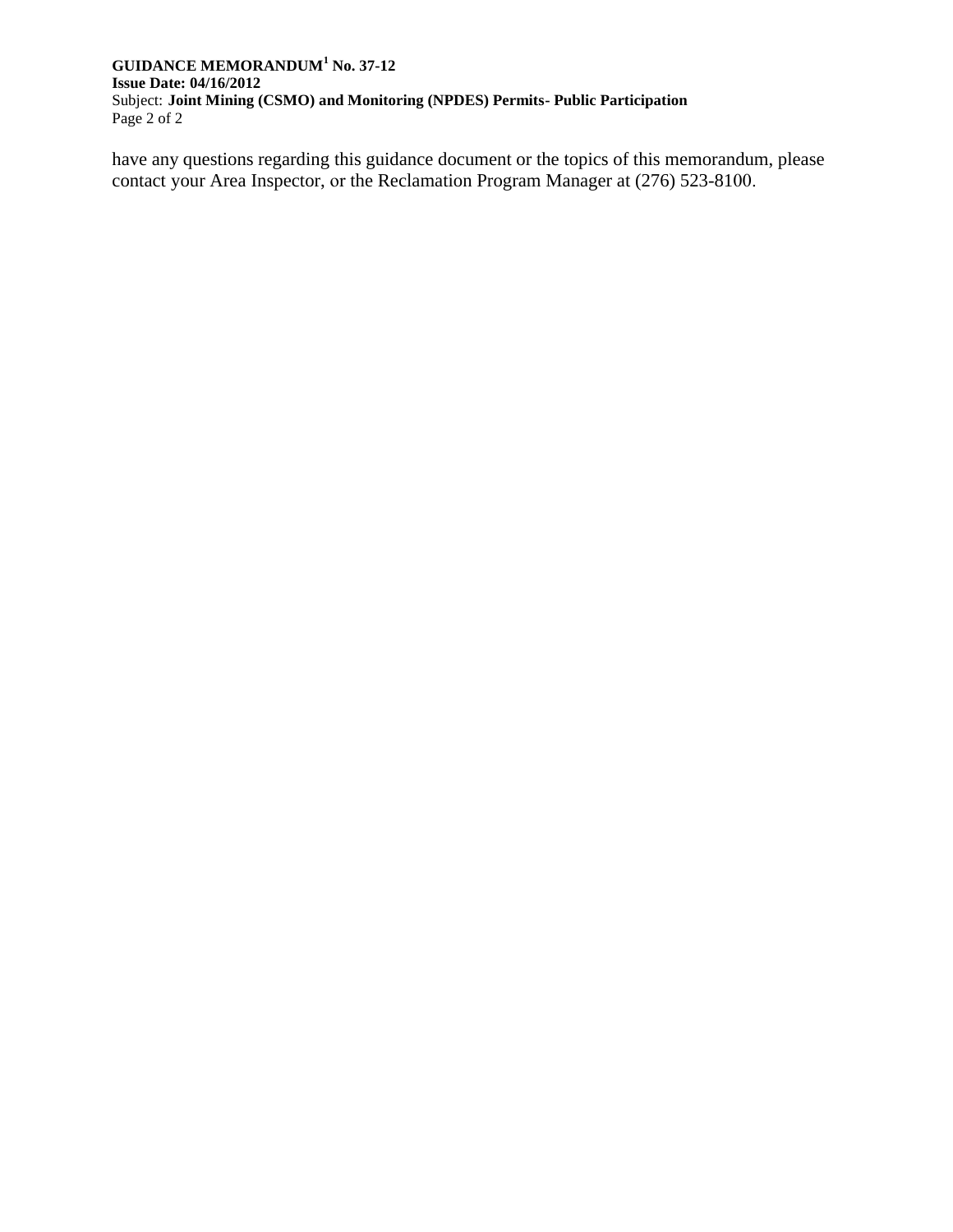have any questions regarding this guidance document or the topics of this memorandum, please contact your Area Inspector, or the Reclamation Program Manager at (276) 523-8100.